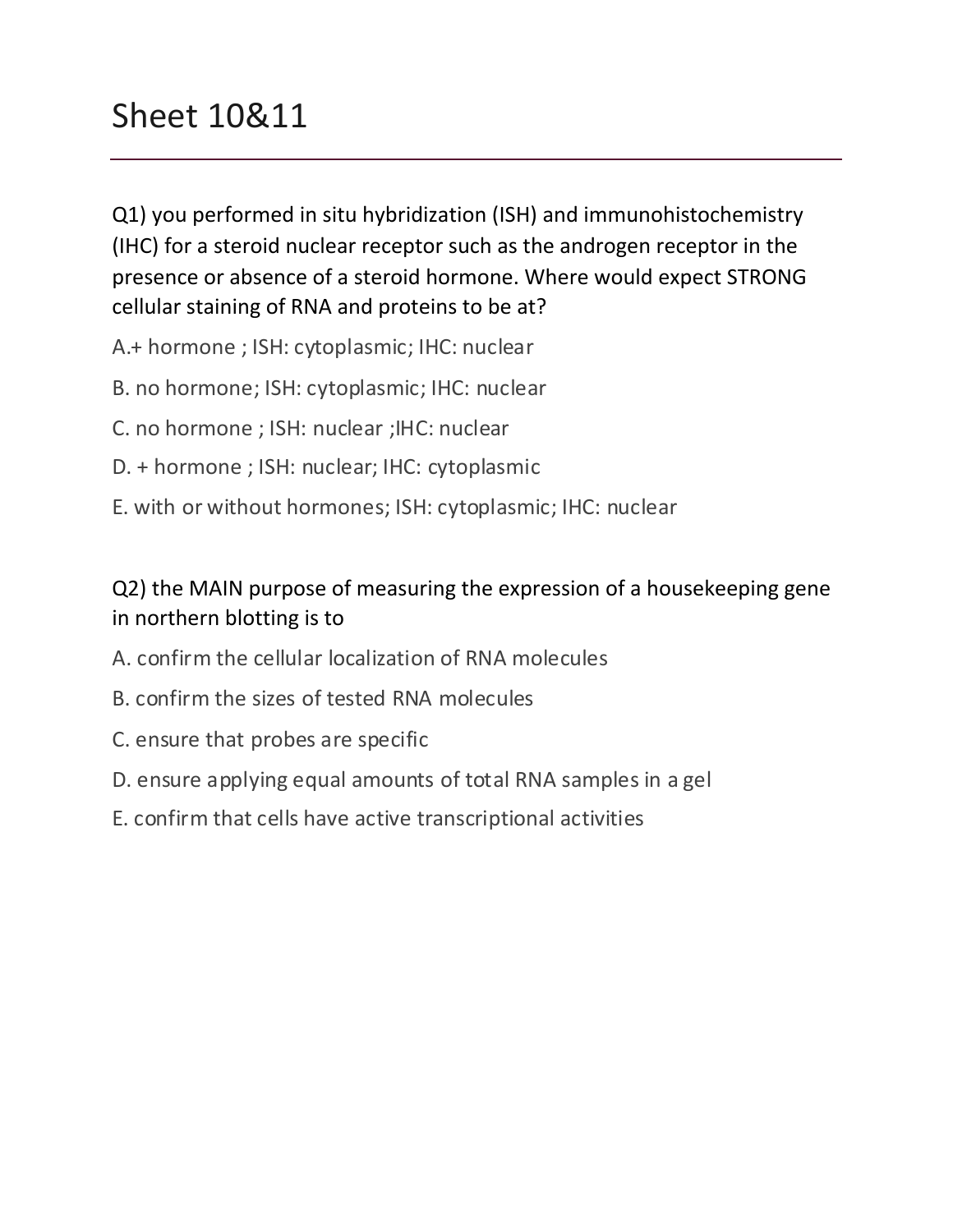# Sheet 10&11

Q1) you performed in situ hybridization (ISH) and immunohistochemistry (IHC) for a steroid nuclear receptor such as the androgen receptor in the presence or absence of a steroid hormone. Where would expect STRONG cellular staining of RNA and proteins to be at?

A.+ hormone ; ISH: cytoplasmic; IHC: nuclear

B. no hormone; ISH: cytoplasmic; IHC: nuclear

C. no hormone ; ISH: nuclear ;IHC: nuclear

D. + hormone ; ISH: nuclear; IHC: cytoplasmic

E. with or without hormones; ISH: cytoplasmic; IHC: nuclear

Q2) the MAIN purpose of measuring the expression of a housekeeping gene in northern blotting is to

A. confirm the cellular localization of RNA molecules

B. confirm the sizes of tested RNA molecules

C. ensure that probes are specific

D. ensure applying equal amounts of total RNA samples in a gel

E. confirm that cells have active transcriptional activities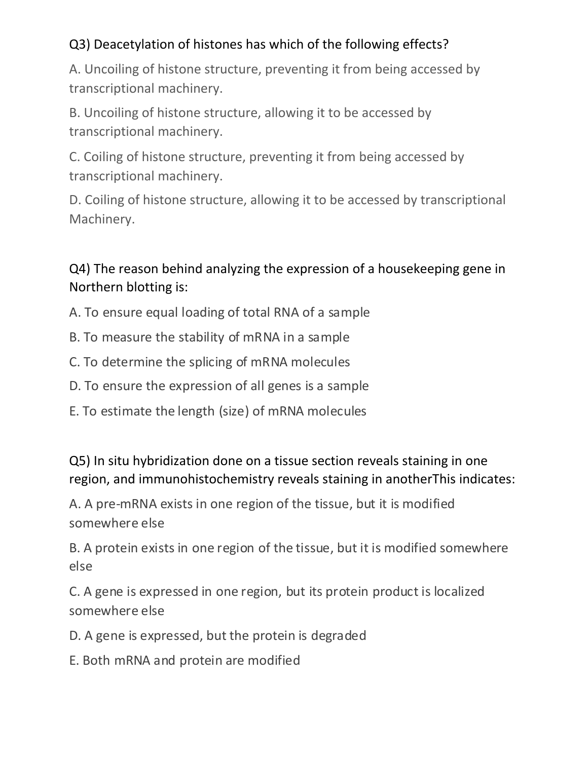Q3) Deacetylation of histones has which of the following effects?

A. Uncoiling of histone structure, preventing it from being accessed by transcriptional machinery.

B. Uncoiling of histone structure, allowing it to be accessed by transcriptional machinery.

C. Coiling of histone structure, preventing it from being accessed by transcriptional machinery.

D. Coiling of histone structure, allowing it to be accessed by transcriptional Machinery.

Q4) The reason behind analyzing the expression of a housekeeping gene in Northern blotting is:

A. To ensure equal loading of total RNA of a sample

B. To measure the stability of mRNA in a sample

C. To determine the splicing of mRNA molecules

D. To ensure the expression of all genes is a sample

E. To estimate the length (size) of mRNA molecules

Q5) In situ hybridization done on a tissue section reveals staining in one region, and immunohistochemistry reveals staining in anotherThis indicates:

A. A pre-mRNA exists in one region of the tissue, but it is modified somewhere else

B. A protein exists in one region of the tissue, but it is modified somewhere else

C. A gene is expressed in one region, but its protein product is localized somewhere else

D. A gene is expressed, but the protein is degraded

E. Both mRNA and protein are modified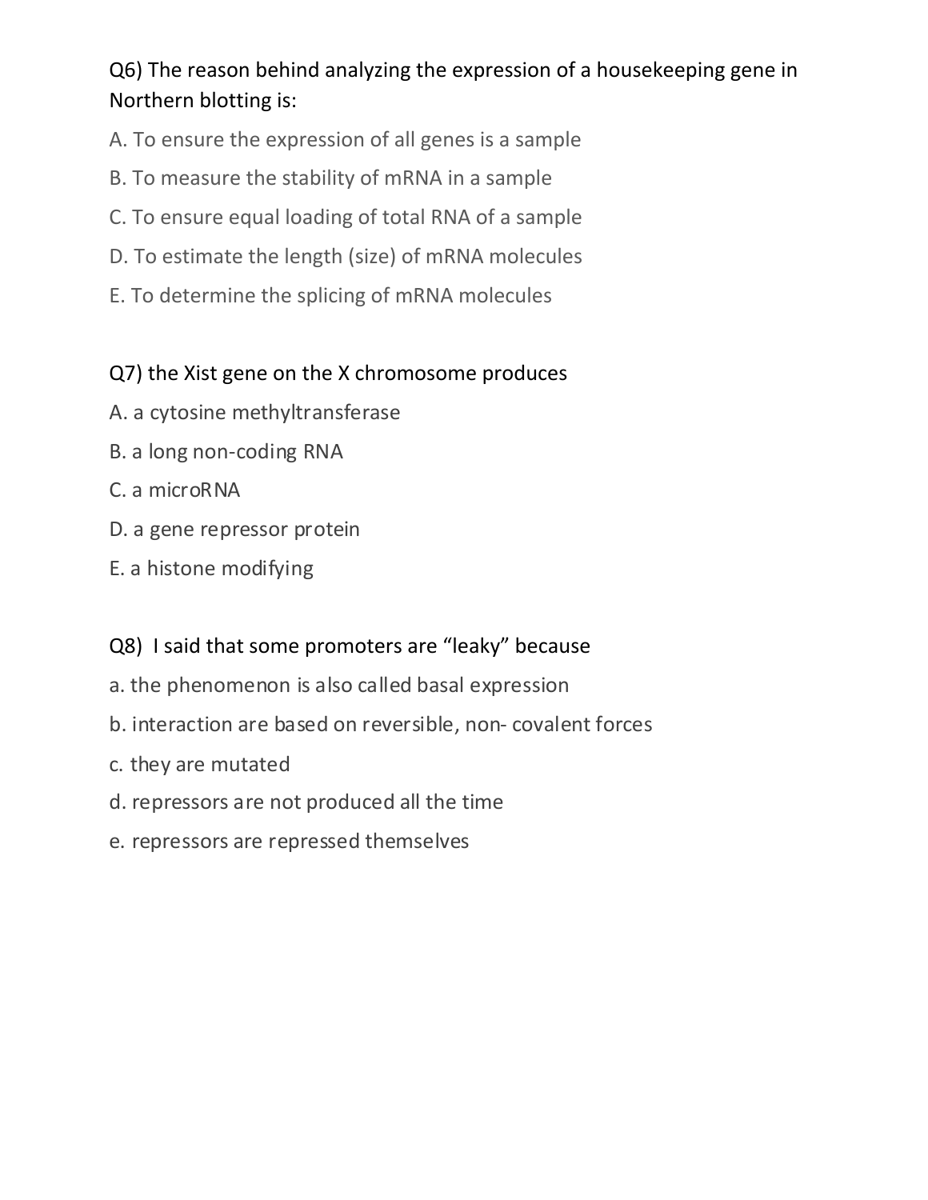Q6) The reason behind analyzing the expression of a housekeeping gene in Northern blotting is:

A. To ensure the expression of all genes is a sample

B. To measure the stability of mRNA in a sample

C. To ensure equal loading of total RNA of a sample

D. To estimate the length (size) of mRNA molecules

E. To determine the splicing of mRNA molecules

Q7) the Xist gene on the X chromosome produces

A. a cytosine methyltransferase

B. a long non-coding RNA

C. a microRNA

D. a gene repressor protein

E. a histone modifying

Q8) I said that some promoters are "leaky" because

a. the phenomenon is also called basal expression

b. interaction are based on reversible, non- covalent forces

c. they are mutated

d. repressors are not produced all the time

e. repressors are repressed themselves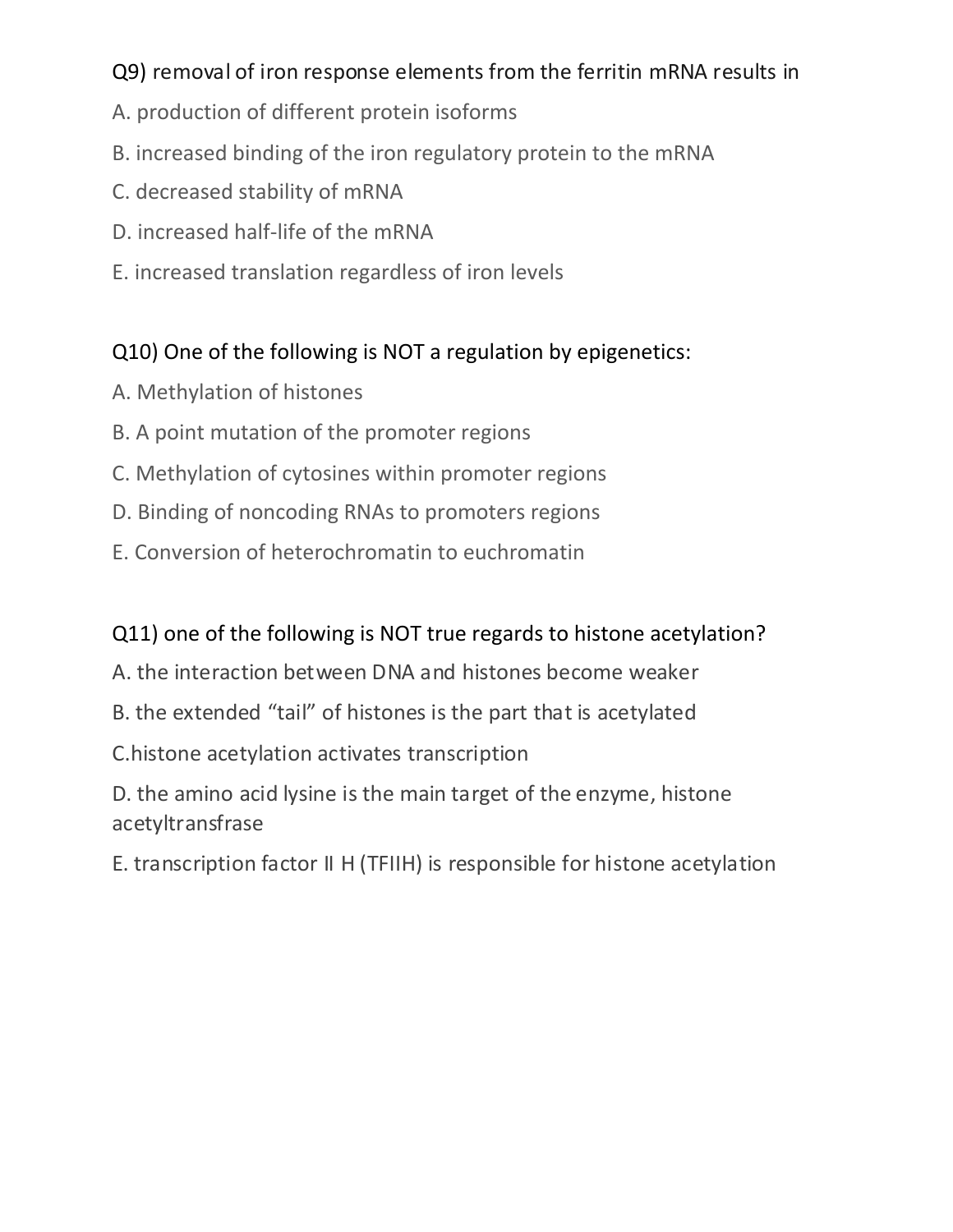Q9) removal of iron response elements from the ferritin mRNA results in

A. production of different protein isoforms

B. increased binding of the iron regulatory protein to the mRNA

C. decreased stability of mRNA

D. increased half-life of the mRNA

E. increased translation regardless of iron levels

Q10) One of the following is NOT a regulation by epigenetics:

A. Methylation of histones

B. A point mutation of the promoter regions

C. Methylation of cytosines within promoter regions

D. Binding of noncoding RNAs to promoters regions

E. Conversion of heterochromatin to euchromatin

Q11) one of the following is NOT true regards to histone acetylation?

A. the interaction between DNA and histones become weaker

B. the extended "tail" of histones is the part that is acetylated

C.histone acetylation activates transcription

D. the amino acid lysine is the main target of the enzyme, histone acetyltransfrase

E. transcription factor II H (TFIIH) is responsible for histone acetylation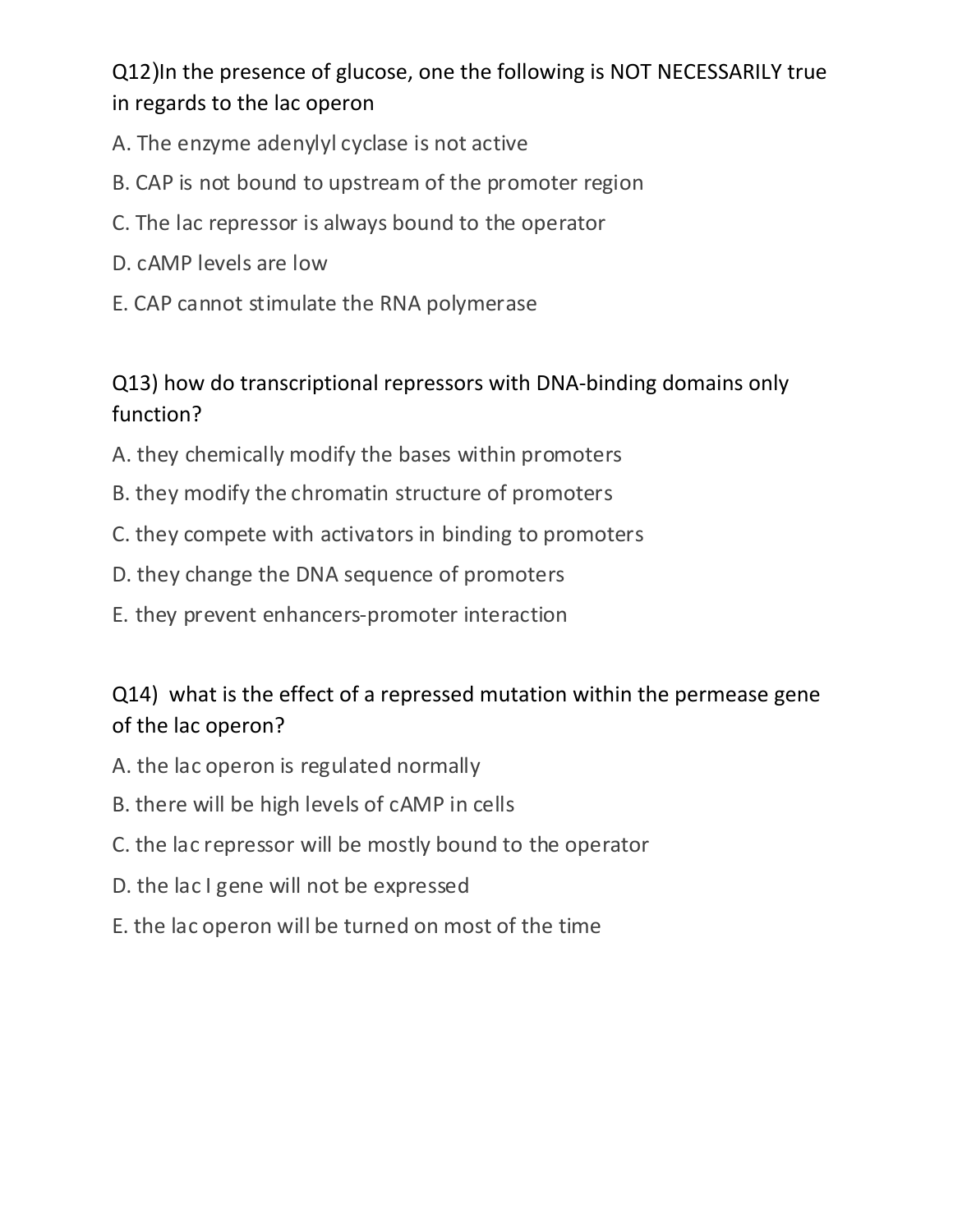Q12)In the presence of glucose, one the following is NOT NECESSARILY true in regards to the lac operon

A. The enzyme adenylyl cyclase is not active

B. CAP is not bound to upstream of the promoter region

C. The lac repressor is always bound to the operator

D. cAMP levels are low

E. CAP cannot stimulate the RNA polymerase

Q13) how do transcriptional repressors with DNA-binding domains only function?

A. they chemically modify the bases within promoters

B. they modify the chromatin structure of promoters

C. they compete with activators in binding to promoters

D. they change the DNA sequence of promoters

E. they prevent enhancers-promoter interaction

Q14) what is the effect of a repressed mutation within the permease gene of the lac operon?

A. the lac operon is regulated normally

B. there will be high levels of cAMP in cells

C. the lac repressor will be mostly bound to the operator

D. the lac I gene will not be expressed

E. the lac operon will be turned on most of the time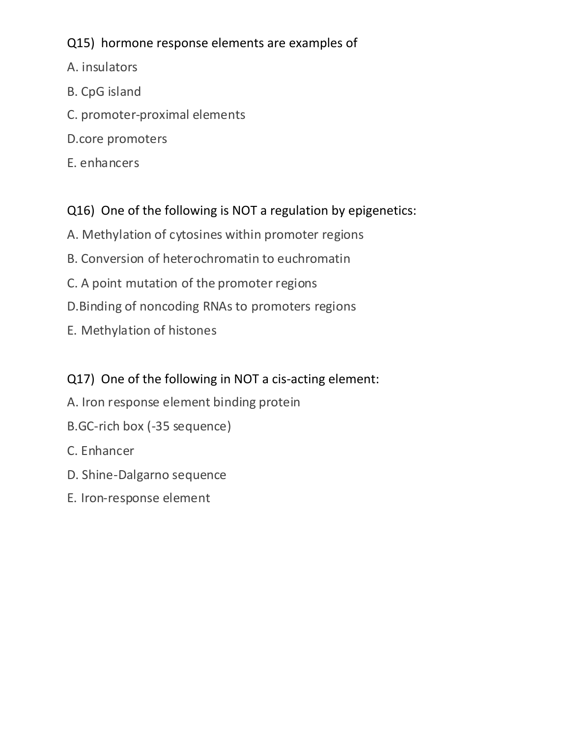Q15) hormone response elements are examples of

A. insulators

B. CpG island

C. promoter-proximal elements

D.core promoters

E. enhancers

Q16) One of the following is NOT a regulation by epigenetics:

A. Methylation of cytosines within promoter regions

B. Conversion of heterochromatin to euchromatin

C. A point mutation of the promoter regions

D.Binding of noncoding RNAs to promoters regions

E. Methylation of histones

Q17) One of the following in NOT a cis-acting element:

A. Iron response element binding protein

B.GC-rich box (-35 sequence)

C. Enhancer

D. Shine-Dalgarno sequence

E. Iron-response element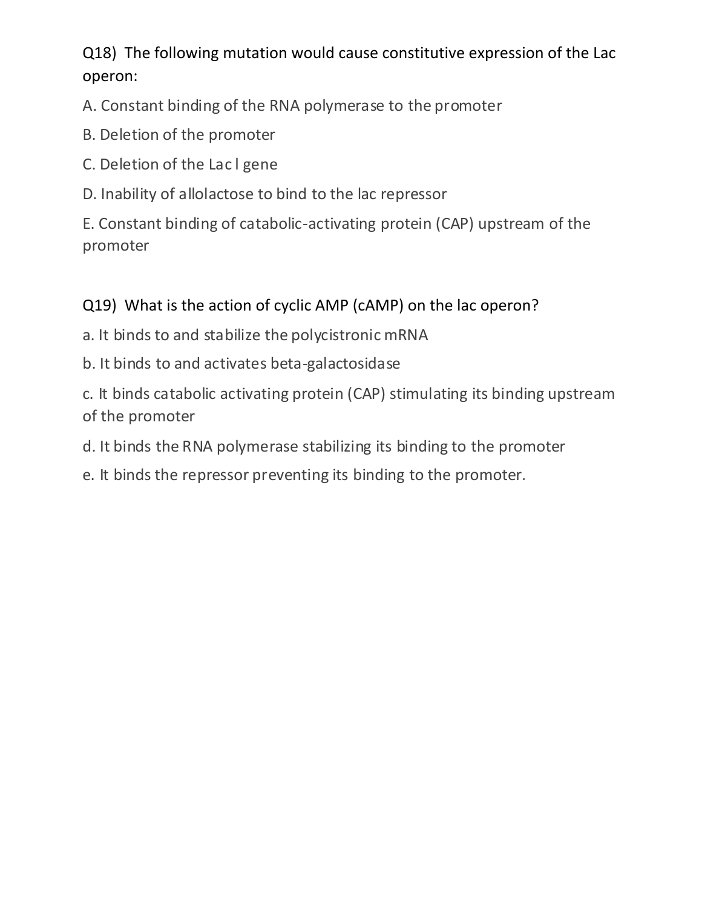Q18) The following mutation would cause constitutive expression of the Lac operon:

A. Constant binding of the RNA polymerase to the promoter

B. Deletion of the promoter

C. Deletion of the Lac I gene

D. Inability of allolactose to bind to the lac repressor

E. Constant binding of catabolic-activating protein (CAP) upstream of the promoter

Q19) What is the action of cyclic AMP (cAMP) on the lac operon?

a. It binds to and stabilize the polycistronic mRNA

b. It binds to and activates beta-galactosidase

c. It binds catabolic activating protein (CAP) stimulating its binding upstream of the promoter

d. It binds the RNA polymerase stabilizing its binding to the promoter

e. It binds the repressor preventing its binding to the promoter.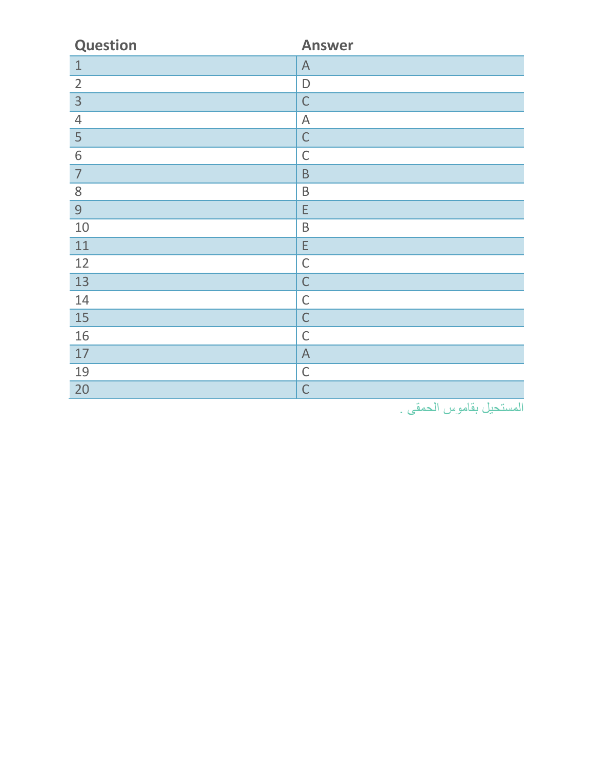| Question | Answer |
|---|---|
| 1 | A |
| 2 | D |
| 3 | C |
| 4 | A |
| 5 | C |
| 6 | C |
| 7 | B |
| 8 | B |
| 9 | E |
| 10 | B |
| 11 | E |
| 12 | C |
| 13 | C |
| 14 | C |
| 15 | C |
| 16 | C |
| 17 | A |
| 19 | C |
| 20 | C |

المستحيل بقاموس الحمقى .